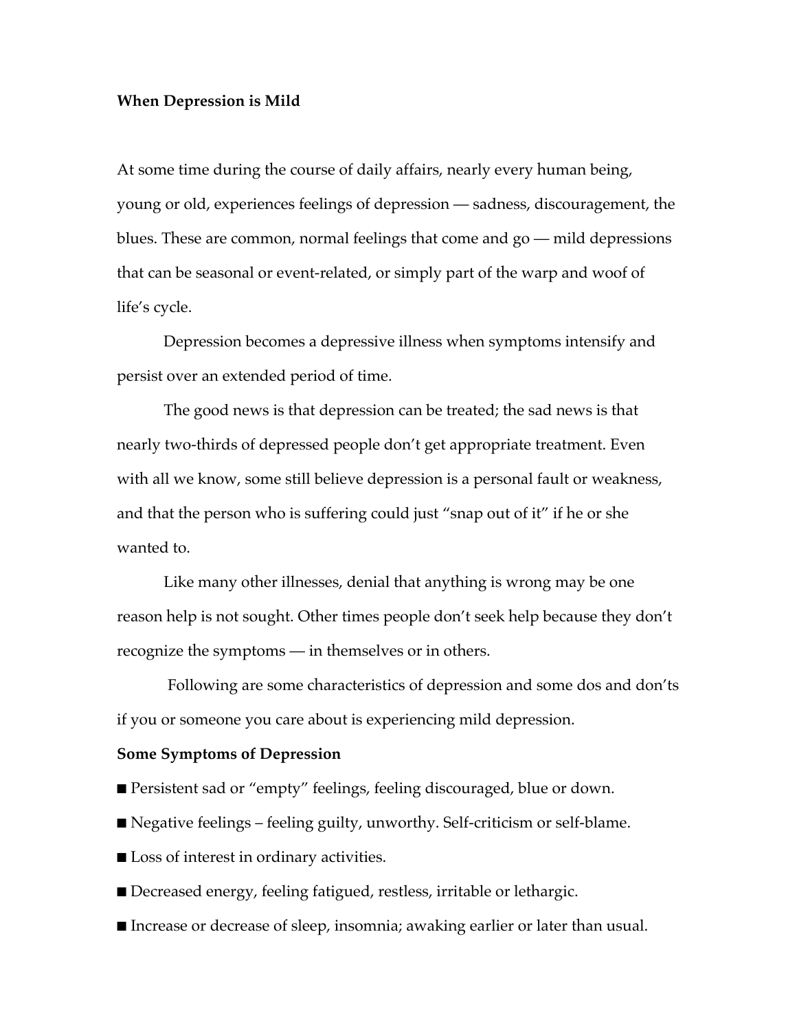**When Depression is Mild**

At some time during the course of daily affairs, nearly every human being, young or old, experiences feelings of depression — sadness, discouragement, the blues. These are common, normal feelings that come and go — mild depressions that can be seasonal or event-related, or simply part of the warp and woof of life's cycle.

Depression becomes a depressive illness when symptoms intensify and persist over an extended period of time.

The good news is that depression can be treated; the sad news is that nearly two-thirds of depressed people don't get appropriate treatment. Even with all we know, some still believe depression is a personal fault or weakness, and that the person who is suffering could just "snap out of it" if he or she wanted to.

Like many other illnesses, denial that anything is wrong may be one reason help is not sought. Other times people don't seek help because they don't recognize the symptoms — in themselves or in others.

Following are some characteristics of depression and some dos and don'ts if you or someone you care about is experiencing mild depression.

**Some Symptoms of Depression**

- Persistent sad or "empty" feelings, feeling discouraged, blue or down.
- Negative feelings – feeling guilty, unworthy. Self-criticism or self-blame.
- Loss of interest in ordinary activities.
- Decreased energy, feeling fatigued, restless, irritable or lethargic.
- Increase or decrease of sleep, insomnia; awaking earlier or later than usual.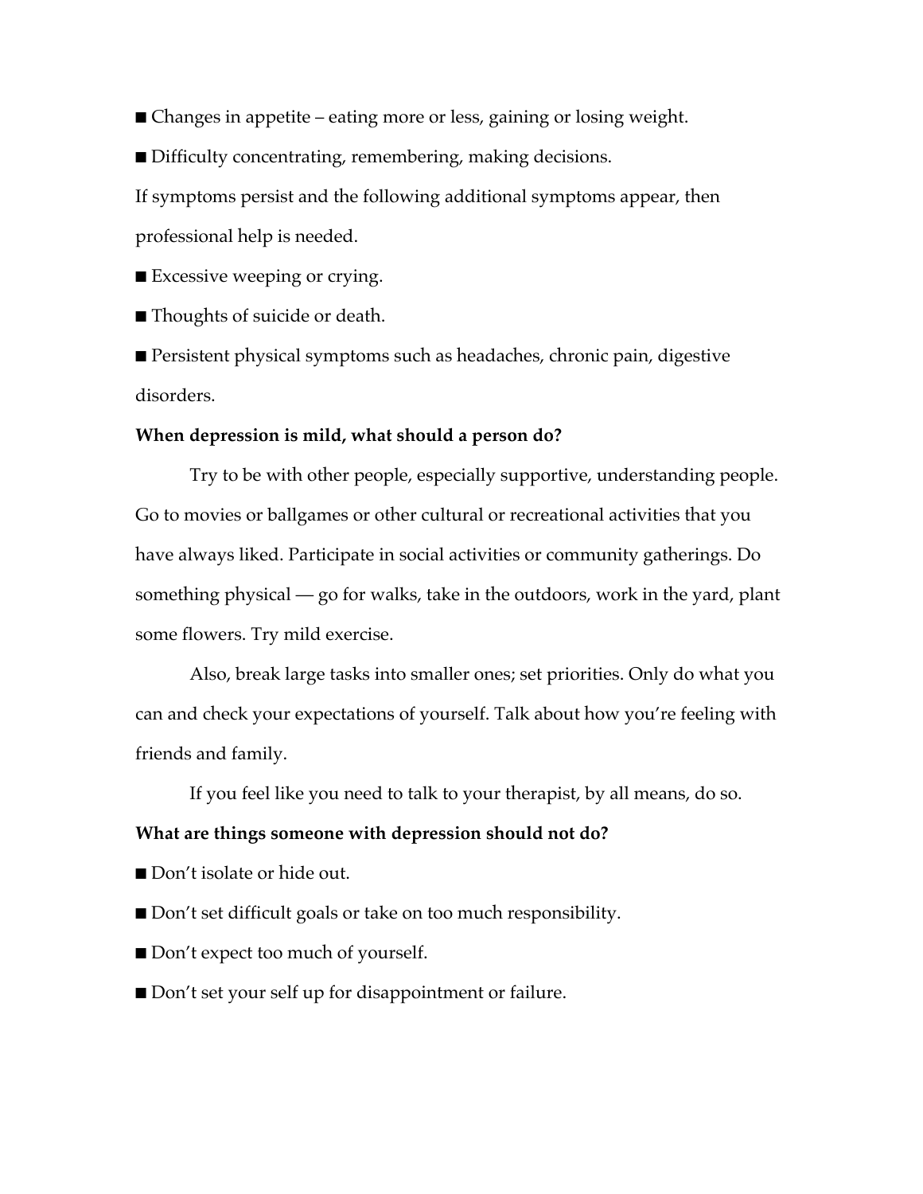- Changes in appetite – eating more or less, gaining or losing weight.
- Difficulty concentrating, remembering, making decisions.

If symptoms persist and the following additional symptoms appear, then professional help is needed.

- Excessive weeping or crying.
- Thoughts of suicide or death.
- Persistent physical symptoms such as headaches, chronic pain, digestive disorders.

**When depression is mild, what should a person do?**

Try to be with other people, especially supportive, understanding people. Go to movies or ballgames or other cultural or recreational activities that you have always liked. Participate in social activities or community gatherings. Do something physical — go for walks, take in the outdoors, work in the yard, plant some flowers. Try mild exercise.

Also, break large tasks into smaller ones; set priorities. Only do what you can and check your expectations of yourself. Talk about how you're feeling with friends and family.

If you feel like you need to talk to your therapist, by all means, do so.

**What are things someone with depression should not do?**

- Don't isolate or hide out.
- Don't set difficult goals or take on too much responsibility.
- Don't expect too much of yourself.
- Don't set your self up for disappointment or failure.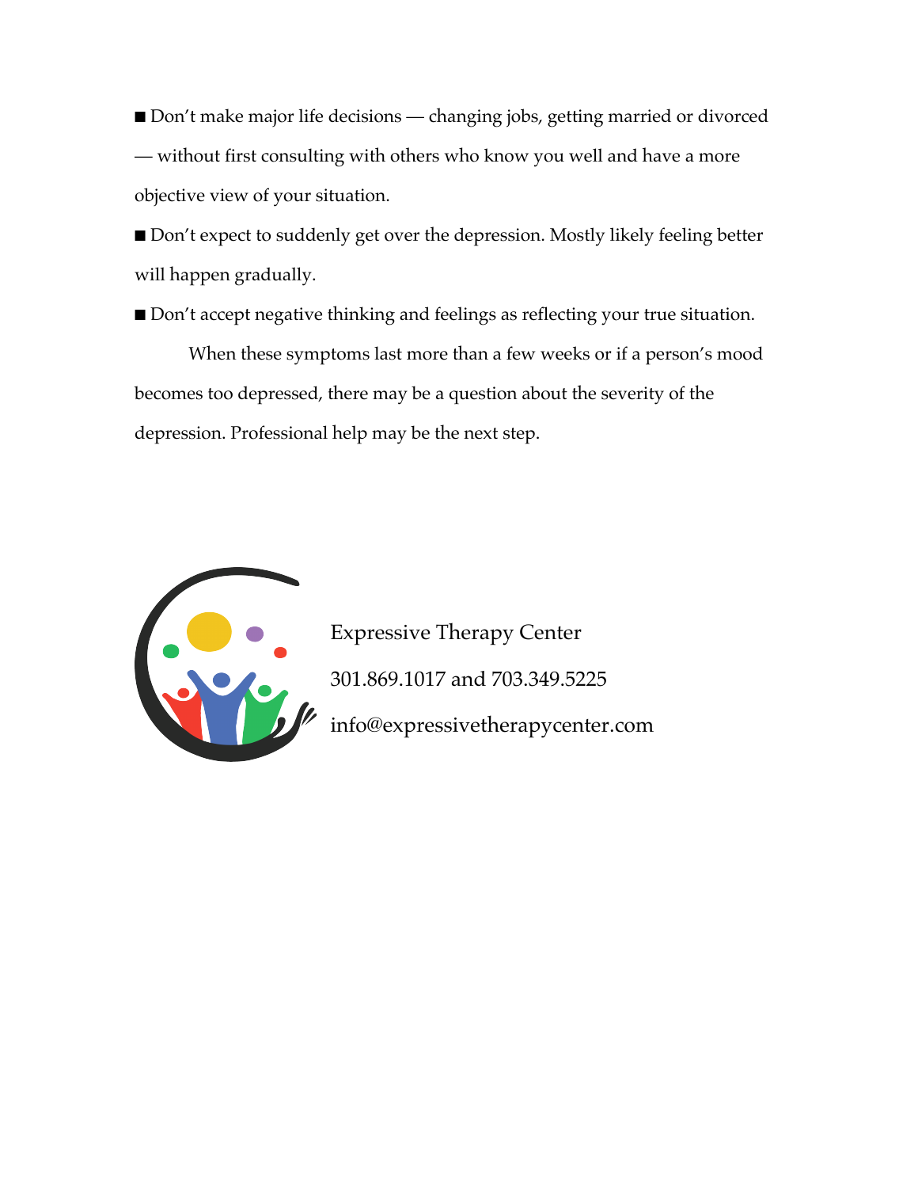■ Don't make major life decisions — changing jobs, getting married or divorced — without first consulting with others who know you well and have a more objective view of your situation.

■ Don't expect to suddenly get over the depression. Mostly likely feeling better will happen gradually.

■ Don't accept negative thinking and feelings as reflecting your true situation.

When these symptoms last more than a few weeks or if a person's mood becomes too depressed, there may be a question about the severity of the depression. Professional help may be the next step.

Expressive Therapy Center

301.869.1017 and 703.349.5225

info@expressivetherapycenter.com